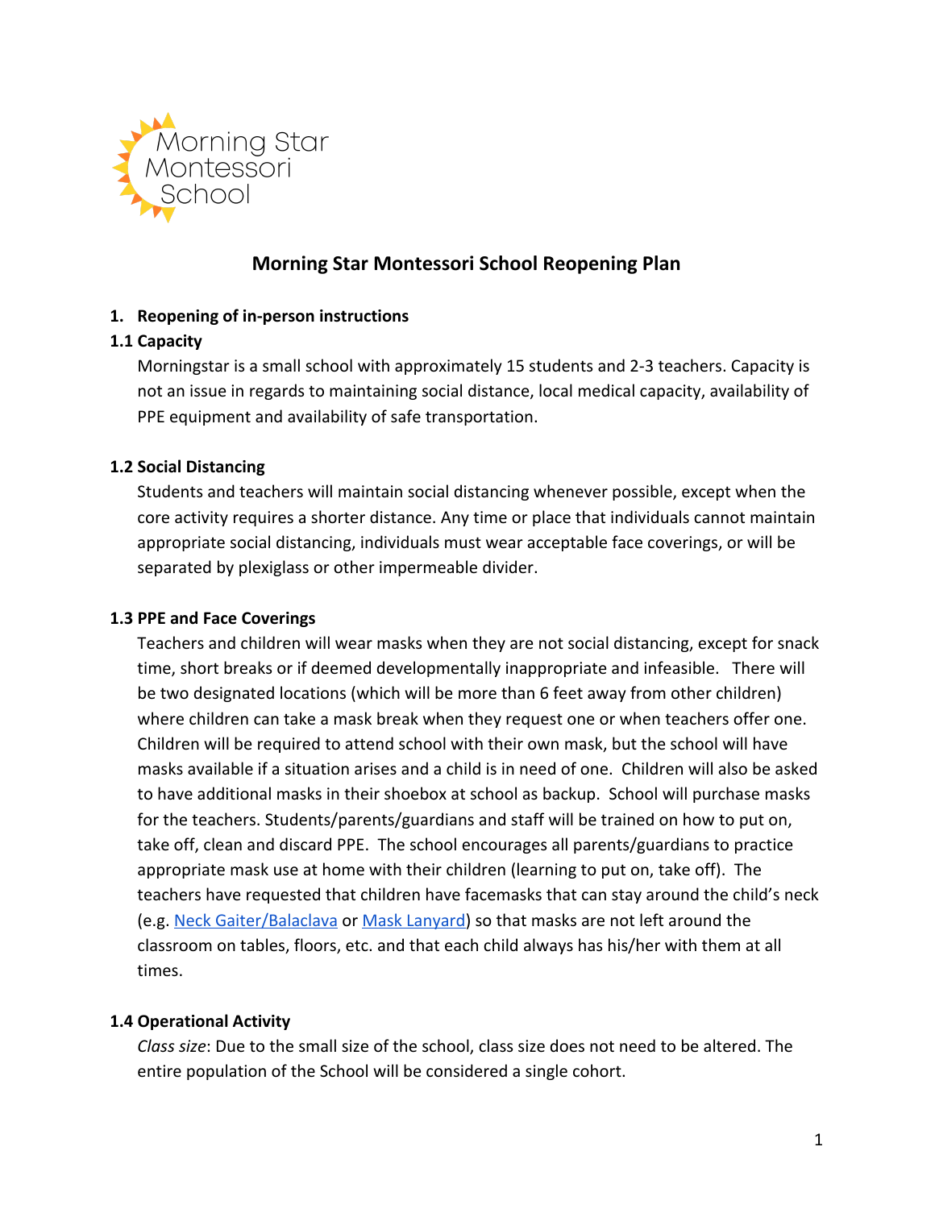# Morning Star Montessori School Reopening Plan

## 1. Reopening of in-person instructions

### 1.1 Capacity

Morningstar is a small school with approximately 15 students and 2-3 teachers. Capacity is not an issue in regards to maintaining social distance, local medical capacity, availability of PPE equipment and availability of safe transportation.

### 1.2 Social Distancing

Students and teachers will maintain social distancing whenever possible, except when the core activity requires a shorter distance. Any time or place that individuals cannot maintain appropriate social distancing, individuals must wear acceptable face coverings, or will be separated by plexiglass or other impermeable divider.

### 1.3 PPE and Face Coverings

Teachers and children will wear masks when they are not social distancing, except for snack time, short breaks or if deemed developmentally inappropriate and infeasible. There will be two designated locations (which will be more than 6 feet away from other children) where children can take a mask break when they request one or when teachers offer one. Children will be required to attend school with their own mask, but the school will have masks available if a situation arises and a child is in need of one. Children will also be asked to have additional masks in their shoebox at school as backup. School will purchase masks for the teachers. Students/parents/guardians and staff will be trained on how to put on, take off, clean and discard PPE. The school encourages all parents/guardians to practice appropriate mask use at home with their children (learning to put on, take off). The teachers have requested that children have facemasks that can stay around the child's neck (e.g. Neck Gaiter/Balaclava or Mask Lanyard) so that masks are not left around the classroom on tables, floors, etc. and that each child always has his/her with them at all times.

### 1.4 Operational Activity

*Class size*: Due to the small size of the school, class size does not need to be altered. The entire population of the School will be considered a single cohort.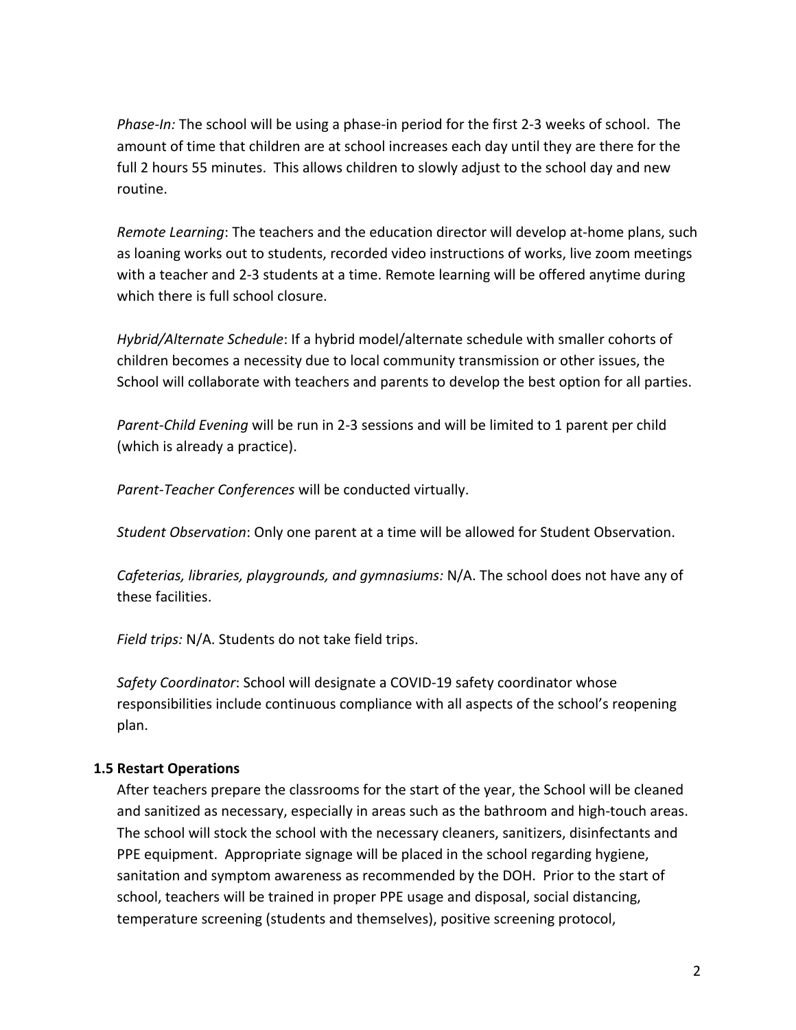*Phase-In:* The school will be using a phase-in period for the first 2-3 weeks of school. The amount of time that children are at school increases each day until they are there for the full 2 hours 55 minutes. This allows children to slowly adjust to the school day and new routine.

*Remote Learning*: The teachers and the education director will develop at-home plans, such as loaning works out to students, recorded video instructions of works, live zoom meetings with a teacher and 2-3 students at a time. Remote learning will be offered anytime during which there is full school closure.

*Hybrid/Alternate Schedule*: If a hybrid model/alternate schedule with smaller cohorts of children becomes a necessity due to local community transmission or other issues, the School will collaborate with teachers and parents to develop the best option for all parties.

*Parent-Child Evening* will be run in 2-3 sessions and will be limited to 1 parent per child (which is already a practice).

*Parent-Teacher Conferences* will be conducted virtually.

*Student Observation*: Only one parent at a time will be allowed for Student Observation.

*Cafeterias, libraries, playgrounds, and gymnasiums:* N/A. The school does not have any of these facilities.

*Field trips:* N/A. Students do not take field trips.

*Safety Coordinator*: School will designate a COVID-19 safety coordinator whose responsibilities include continuous compliance with all aspects of the school's reopening plan.

### 1.5 Restart Operations

After teachers prepare the classrooms for the start of the year, the School will be cleaned and sanitized as necessary, especially in areas such as the bathroom and high-touch areas. The school will stock the school with the necessary cleaners, sanitizers, disinfectants and PPE equipment. Appropriate signage will be placed in the school regarding hygiene, sanitation and symptom awareness as recommended by the DOH. Prior to the start of school, teachers will be trained in proper PPE usage and disposal, social distancing, temperature screening (students and themselves), positive screening protocol,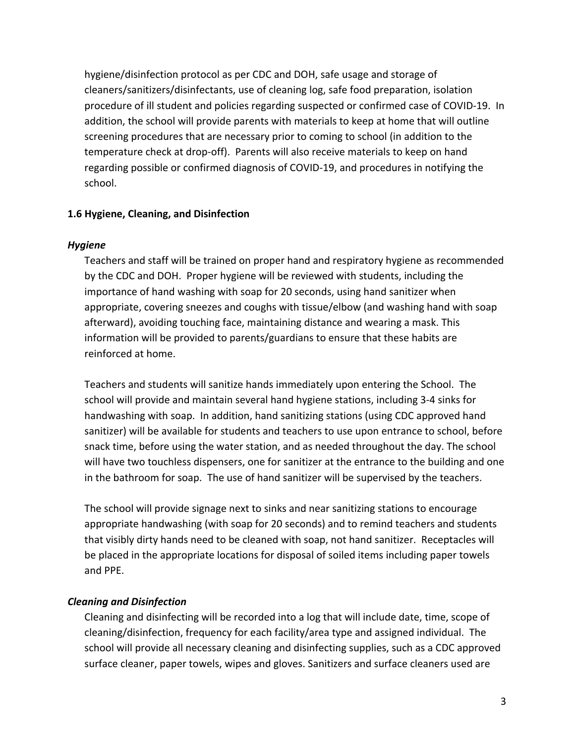hygiene/disinfection protocol as per CDC and DOH, safe usage and storage of cleaners/sanitizers/disinfectants, use of cleaning log, safe food preparation, isolation procedure of ill student and policies regarding suspected or confirmed case of COVID-19. In addition, the school will provide parents with materials to keep at home that will outline screening procedures that are necessary prior to coming to school (in addition to the temperature check at drop-off). Parents will also receive materials to keep on hand regarding possible or confirmed diagnosis of COVID-19, and procedures in notifying the school.

### 1.6 Hygiene, Cleaning, and Disinfection

***Hygiene***

Teachers and staff will be trained on proper hand and respiratory hygiene as recommended by the CDC and DOH. Proper hygiene will be reviewed with students, including the importance of hand washing with soap for 20 seconds, using hand sanitizer when appropriate, covering sneezes and coughs with tissue/elbow (and washing hand with soap afterward), avoiding touching face, maintaining distance and wearing a mask. This information will be provided to parents/guardians to ensure that these habits are reinforced at home.

Teachers and students will sanitize hands immediately upon entering the School. The school will provide and maintain several hand hygiene stations, including 3-4 sinks for handwashing with soap. In addition, hand sanitizing stations (using CDC approved hand sanitizer) will be available for students and teachers to use upon entrance to school, before snack time, before using the water station, and as needed throughout the day. The school will have two touchless dispensers, one for sanitizer at the entrance to the building and one in the bathroom for soap. The use of hand sanitizer will be supervised by the teachers.

The school will provide signage next to sinks and near sanitizing stations to encourage appropriate handwashing (with soap for 20 seconds) and to remind teachers and students that visibly dirty hands need to be cleaned with soap, not hand sanitizer. Receptacles will be placed in the appropriate locations for disposal of soiled items including paper towels and PPE.

***Cleaning and Disinfection***

Cleaning and disinfecting will be recorded into a log that will include date, time, scope of cleaning/disinfection, frequency for each facility/area type and assigned individual. The school will provide all necessary cleaning and disinfecting supplies, such as a CDC approved surface cleaner, paper towels, wipes and gloves. Sanitizers and surface cleaners used are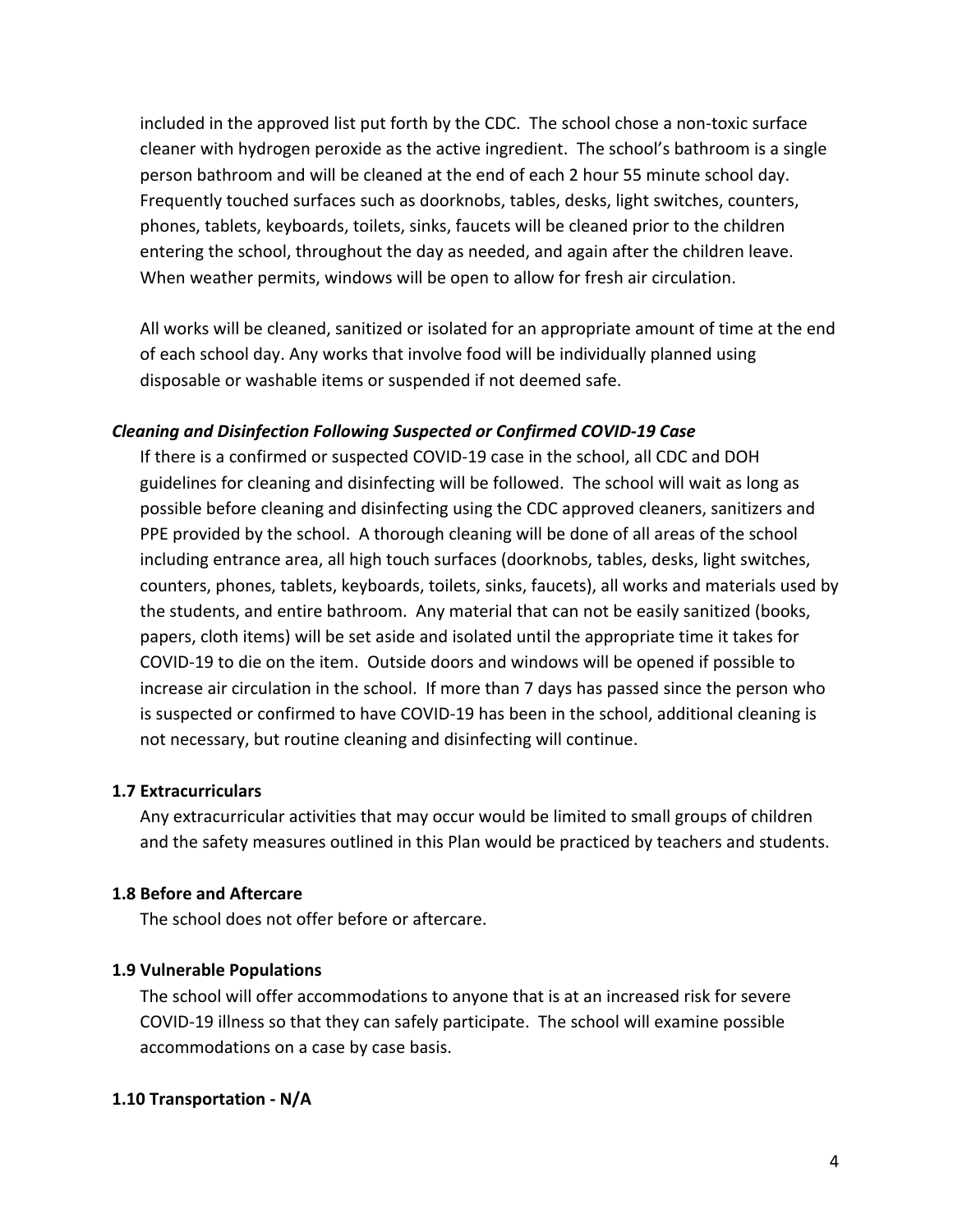included in the approved list put forth by the CDC. The school chose a non-toxic surface cleaner with hydrogen peroxide as the active ingredient. The school's bathroom is a single person bathroom and will be cleaned at the end of each 2 hour 55 minute school day. Frequently touched surfaces such as doorknobs, tables, desks, light switches, counters, phones, tablets, keyboards, toilets, sinks, faucets will be cleaned prior to the children entering the school, throughout the day as needed, and again after the children leave. When weather permits, windows will be open to allow for fresh air circulation.

All works will be cleaned, sanitized or isolated for an appropriate amount of time at the end of each school day. Any works that involve food will be individually planned using disposable or washable items or suspended if not deemed safe.

***Cleaning and Disinfection Following Suspected or Confirmed COVID-19 Case***

If there is a confirmed or suspected COVID-19 case in the school, all CDC and DOH guidelines for cleaning and disinfecting will be followed. The school will wait as long as possible before cleaning and disinfecting using the CDC approved cleaners, sanitizers and PPE provided by the school. A thorough cleaning will be done of all areas of the school including entrance area, all high touch surfaces (doorknobs, tables, desks, light switches, counters, phones, tablets, keyboards, toilets, sinks, faucets), all works and materials used by the students, and entire bathroom. Any material that can not be easily sanitized (books, papers, cloth items) will be set aside and isolated until the appropriate time it takes for COVID-19 to die on the item. Outside doors and windows will be opened if possible to increase air circulation in the school. If more than 7 days has passed since the person who is suspected or confirmed to have COVID-19 has been in the school, additional cleaning is not necessary, but routine cleaning and disinfecting will continue.

### 1.7 Extracurriculars

Any extracurricular activities that may occur would be limited to small groups of children and the safety measures outlined in this Plan would be practiced by teachers and students.

### 1.8 Before and Aftercare

The school does not offer before or aftercare.

### 1.9 Vulnerable Populations

The school will offer accommodations to anyone that is at an increased risk for severe COVID-19 illness so that they can safely participate. The school will examine possible accommodations on a case by case basis.

### 1.10 Transportation - N/A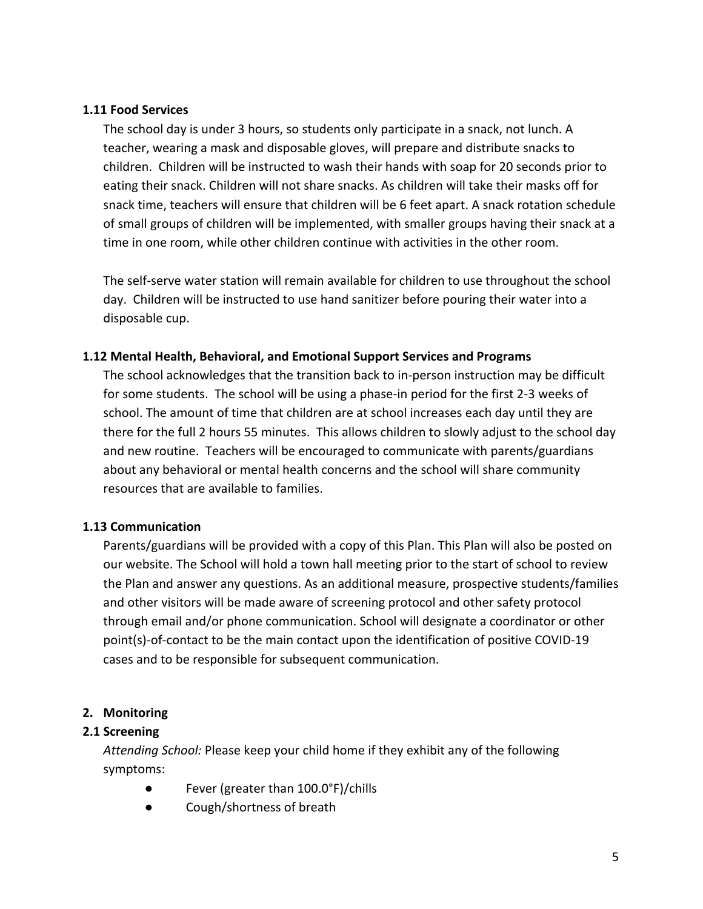### 1.11 Food Services

The school day is under 3 hours, so students only participate in a snack, not lunch. A teacher, wearing a mask and disposable gloves, will prepare and distribute snacks to children. Children will be instructed to wash their hands with soap for 20 seconds prior to eating their snack. Children will not share snacks. As children will take their masks off for snack time, teachers will ensure that children will be 6 feet apart. A snack rotation schedule of small groups of children will be implemented, with smaller groups having their snack at a time in one room, while other children continue with activities in the other room.

The self-serve water station will remain available for children to use throughout the school day. Children will be instructed to use hand sanitizer before pouring their water into a disposable cup.

### 1.12 Mental Health, Behavioral, and Emotional Support Services and Programs

The school acknowledges that the transition back to in-person instruction may be difficult for some students. The school will be using a phase-in period for the first 2-3 weeks of school. The amount of time that children are at school increases each day until they are there for the full 2 hours 55 minutes. This allows children to slowly adjust to the school day and new routine. Teachers will be encouraged to communicate with parents/guardians about any behavioral or mental health concerns and the school will share community resources that are available to families.

### 1.13 Communication

Parents/guardians will be provided with a copy of this Plan. This Plan will also be posted on our website. The School will hold a town hall meeting prior to the start of school to review the Plan and answer any questions. As an additional measure, prospective students/families and other visitors will be made aware of screening protocol and other safety protocol through email and/or phone communication. School will designate a coordinator or other point(s)-of-contact to be the main contact upon the identification of positive COVID-19 cases and to be responsible for subsequent communication.

## 2. Monitoring

### 2.1 Screening

*Attending School:* Please keep your child home if they exhibit any of the following symptoms:

- Fever (greater than 100.0°F)/chills
- Cough/shortness of breath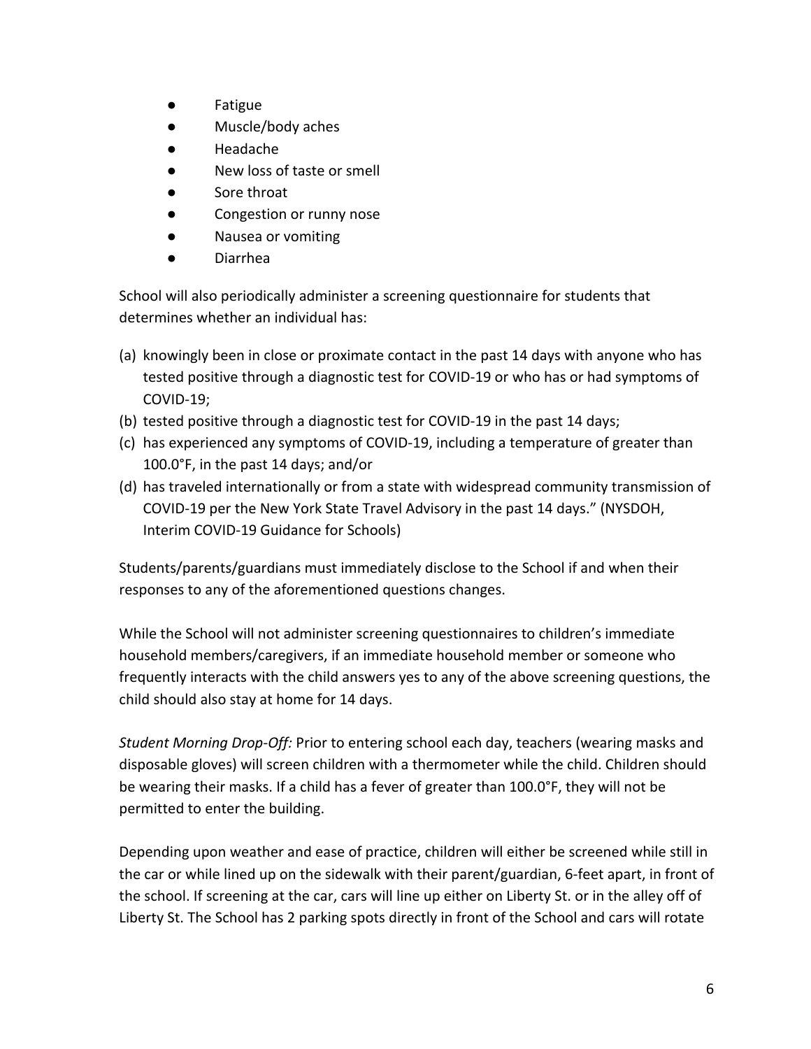- Fatigue
- Muscle/body aches
- Headache
- New loss of taste or smell
- Sore throat
- Congestion or runny nose
- Nausea or vomiting
- Diarrhea

School will also periodically administer a screening questionnaire for students that determines whether an individual has:

(a) knowingly been in close or proximate contact in the past 14 days with anyone who has tested positive through a diagnostic test for COVID-19 or who has or had symptoms of COVID-19;
(b) tested positive through a diagnostic test for COVID-19 in the past 14 days;
(c) has experienced any symptoms of COVID-19, including a temperature of greater than 100.0°F, in the past 14 days; and/or
(d) has traveled internationally or from a state with widespread community transmission of COVID-19 per the New York State Travel Advisory in the past 14 days." (NYSDOH, Interim COVID-19 Guidance for Schools)

Students/parents/guardians must immediately disclose to the School if and when their responses to any of the aforementioned questions changes.

While the School will not administer screening questionnaires to children's immediate household members/caregivers, if an immediate household member or someone who frequently interacts with the child answers yes to any of the above screening questions, the child should also stay at home for 14 days.

*Student Morning Drop-Off:* Prior to entering school each day, teachers (wearing masks and disposable gloves) will screen children with a thermometer while the child. Children should be wearing their masks. If a child has a fever of greater than 100.0°F, they will not be permitted to enter the building.

Depending upon weather and ease of practice, children will either be screened while still in the car or while lined up on the sidewalk with their parent/guardian, 6-feet apart, in front of the school. If screening at the car, cars will line up either on Liberty St. or in the alley off of Liberty St. The School has 2 parking spots directly in front of the School and cars will rotate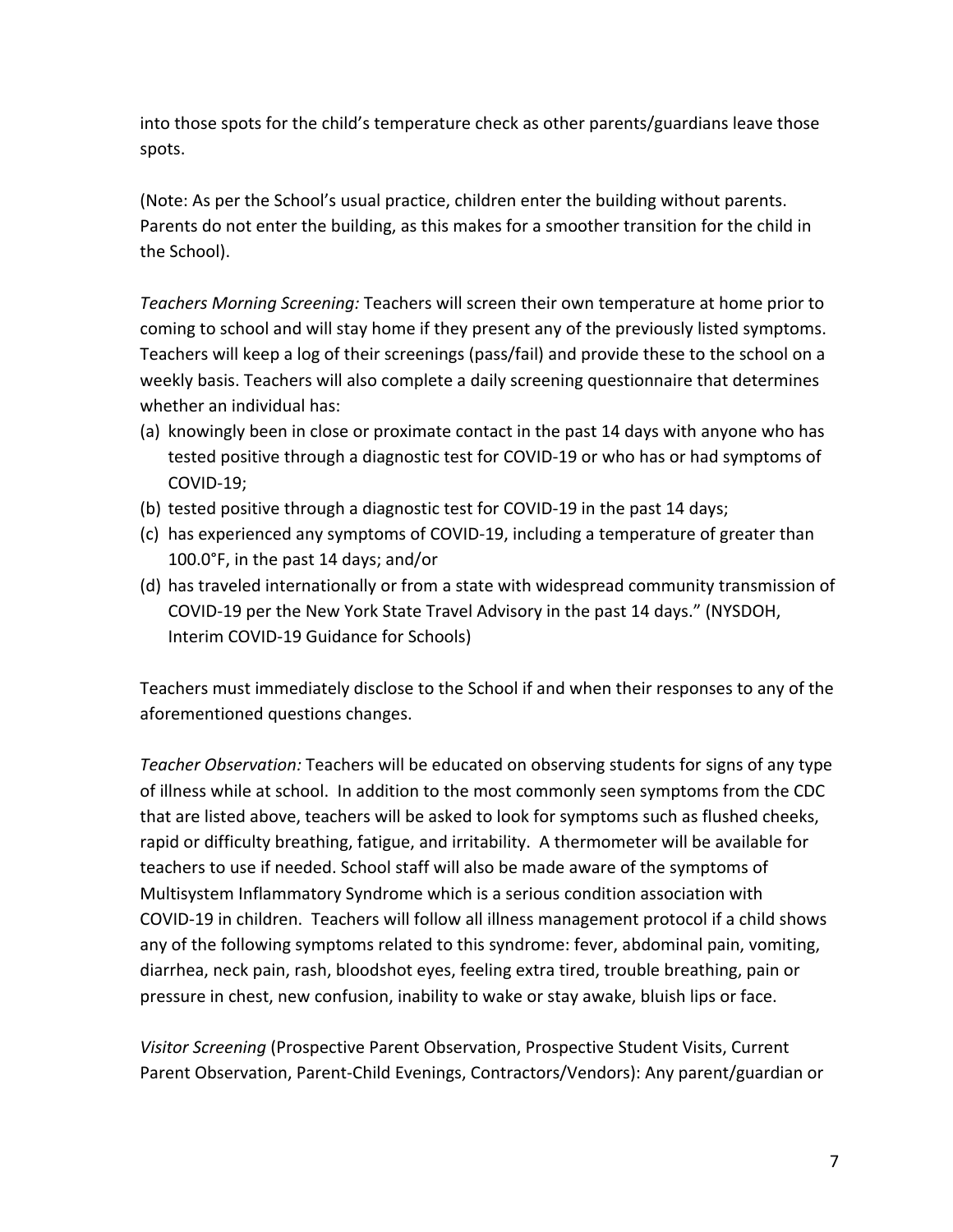into those spots for the child's temperature check as other parents/guardians leave those spots.

(Note: As per the School's usual practice, children enter the building without parents. Parents do not enter the building, as this makes for a smoother transition for the child in the School).

*Teachers Morning Screening:* Teachers will screen their own temperature at home prior to coming to school and will stay home if they present any of the previously listed symptoms. Teachers will keep a log of their screenings (pass/fail) and provide these to the school on a weekly basis. Teachers will also complete a daily screening questionnaire that determines whether an individual has:

(a) knowingly been in close or proximate contact in the past 14 days with anyone who has tested positive through a diagnostic test for COVID-19 or who has or had symptoms of COVID-19;
(b) tested positive through a diagnostic test for COVID-19 in the past 14 days;
(c) has experienced any symptoms of COVID-19, including a temperature of greater than 100.0°F, in the past 14 days; and/or
(d) has traveled internationally or from a state with widespread community transmission of COVID-19 per the New York State Travel Advisory in the past 14 days." (NYSDOH, Interim COVID-19 Guidance for Schools)

Teachers must immediately disclose to the School if and when their responses to any of the aforementioned questions changes.

*Teacher Observation:* Teachers will be educated on observing students for signs of any type of illness while at school. In addition to the most commonly seen symptoms from the CDC that are listed above, teachers will be asked to look for symptoms such as flushed cheeks, rapid or difficulty breathing, fatigue, and irritability. A thermometer will be available for teachers to use if needed. School staff will also be made aware of the symptoms of Multisystem Inflammatory Syndrome which is a serious condition association with COVID-19 in children. Teachers will follow all illness management protocol if a child shows any of the following symptoms related to this syndrome: fever, abdominal pain, vomiting, diarrhea, neck pain, rash, bloodshot eyes, feeling extra tired, trouble breathing, pain or pressure in chest, new confusion, inability to wake or stay awake, bluish lips or face.

*Visitor Screening* (Prospective Parent Observation, Prospective Student Visits, Current Parent Observation, Parent-Child Evenings, Contractors/Vendors): Any parent/guardian or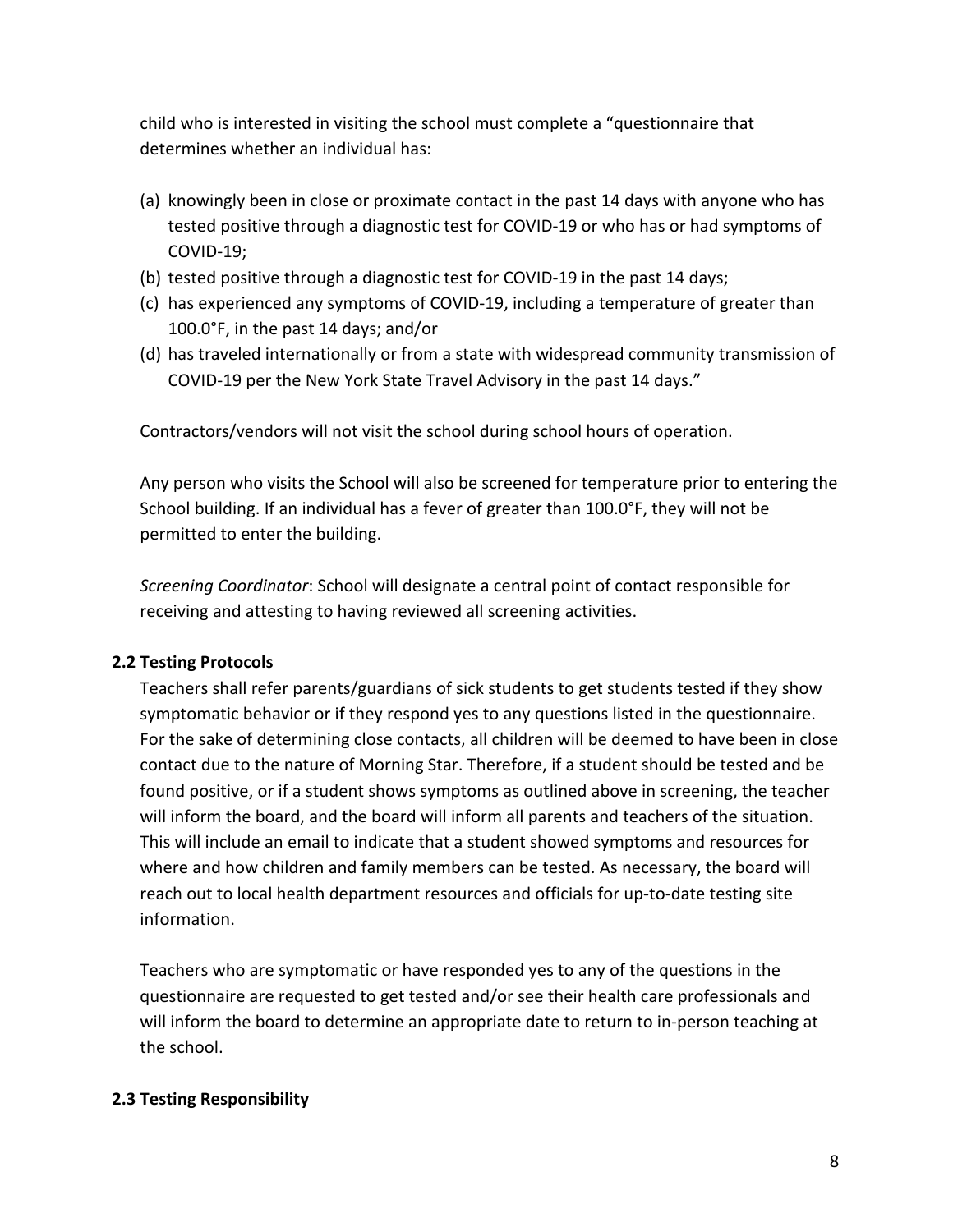child who is interested in visiting the school must complete a "questionnaire that determines whether an individual has:

(a) knowingly been in close or proximate contact in the past 14 days with anyone who has tested positive through a diagnostic test for COVID-19 or who has or had symptoms of COVID-19;
(b) tested positive through a diagnostic test for COVID-19 in the past 14 days;
(c) has experienced any symptoms of COVID-19, including a temperature of greater than 100.0°F, in the past 14 days; and/or
(d) has traveled internationally or from a state with widespread community transmission of COVID-19 per the New York State Travel Advisory in the past 14 days."

Contractors/vendors will not visit the school during school hours of operation.

Any person who visits the School will also be screened for temperature prior to entering the School building. If an individual has a fever of greater than 100.0°F, they will not be permitted to enter the building.

*Screening Coordinator*: School will designate a central point of contact responsible for receiving and attesting to having reviewed all screening activities.

**2.2 Testing Protocols**

Teachers shall refer parents/guardians of sick students to get students tested if they show symptomatic behavior or if they respond yes to any questions listed in the questionnaire. For the sake of determining close contacts, all children will be deemed to have been in close contact due to the nature of Morning Star. Therefore, if a student should be tested and be found positive, or if a student shows symptoms as outlined above in screening, the teacher will inform the board, and the board will inform all parents and teachers of the situation. This will include an email to indicate that a student showed symptoms and resources for where and how children and family members can be tested. As necessary, the board will reach out to local health department resources and officials for up-to-date testing site information.

Teachers who are symptomatic or have responded yes to any of the questions in the questionnaire are requested to get tested and/or see their health care professionals and will inform the board to determine an appropriate date to return to in-person teaching at the school.

**2.3 Testing Responsibility**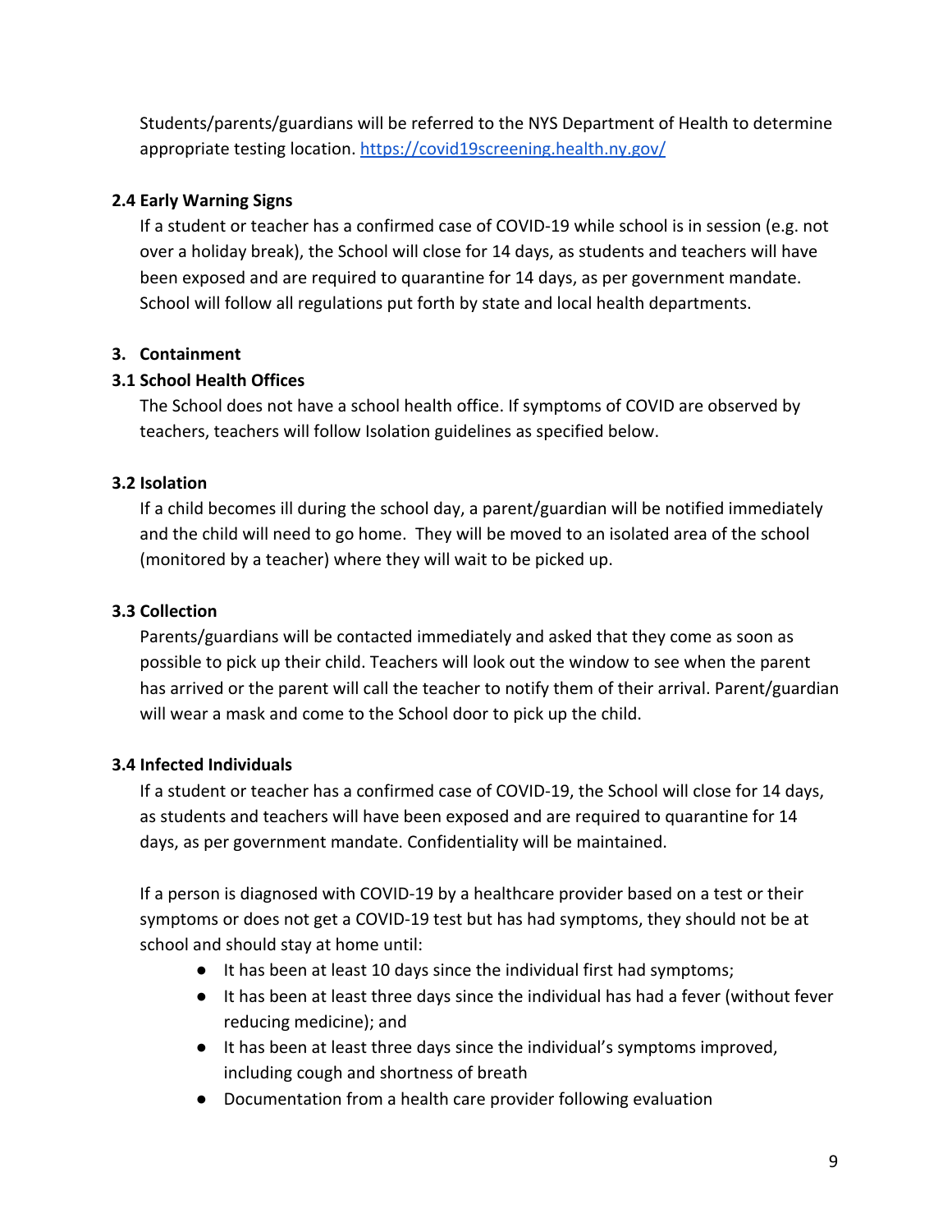Students/parents/guardians will be referred to the NYS Department of Health to determine appropriate testing location. https://covid19screening.health.ny.gov/

**2.4 Early Warning Signs**

If a student or teacher has a confirmed case of COVID-19 while school is in session (e.g. not over a holiday break), the School will close for 14 days, as students and teachers will have been exposed and are required to quarantine for 14 days, as per government mandate. School will follow all regulations put forth by state and local health departments.

## 3. Containment

**3.1 School Health Offices**

The School does not have a school health office. If symptoms of COVID are observed by teachers, teachers will follow Isolation guidelines as specified below.

**3.2 Isolation**

If a child becomes ill during the school day, a parent/guardian will be notified immediately and the child will need to go home. They will be moved to an isolated area of the school (monitored by a teacher) where they will wait to be picked up.

**3.3 Collection**

Parents/guardians will be contacted immediately and asked that they come as soon as possible to pick up their child. Teachers will look out the window to see when the parent has arrived or the parent will call the teacher to notify them of their arrival. Parent/guardian will wear a mask and come to the School door to pick up the child.

**3.4 Infected Individuals**

If a student or teacher has a confirmed case of COVID-19, the School will close for 14 days, as students and teachers will have been exposed and are required to quarantine for 14 days, as per government mandate. Confidentiality will be maintained.

If a person is diagnosed with COVID-19 by a healthcare provider based on a test or their symptoms or does not get a COVID-19 test but has had symptoms, they should not be at school and should stay at home until:

- It has been at least 10 days since the individual first had symptoms;
- It has been at least three days since the individual has had a fever (without fever reducing medicine); and
- It has been at least three days since the individual's symptoms improved, including cough and shortness of breath
- Documentation from a health care provider following evaluation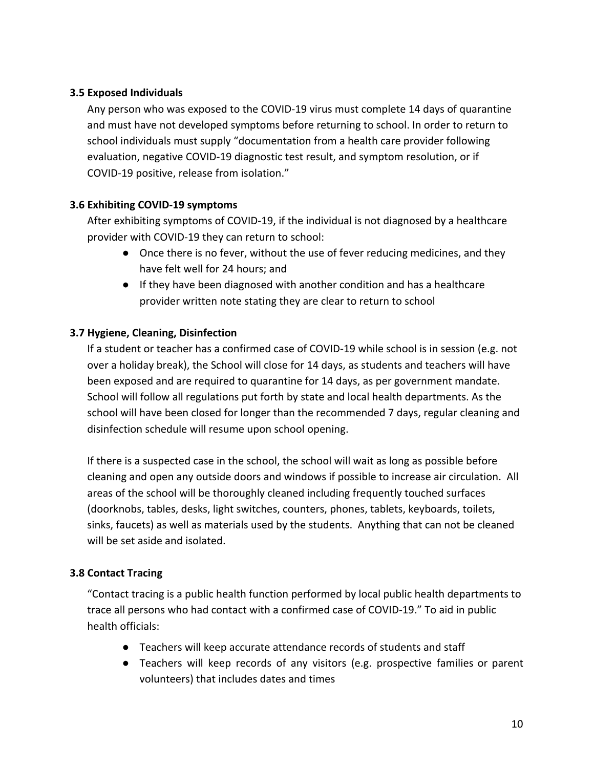### 3.5 Exposed Individuals

Any person who was exposed to the COVID-19 virus must complete 14 days of quarantine and must have not developed symptoms before returning to school. In order to return to school individuals must supply "documentation from a health care provider following evaluation, negative COVID-19 diagnostic test result, and symptom resolution, or if COVID-19 positive, release from isolation."

### 3.6 Exhibiting COVID-19 symptoms

After exhibiting symptoms of COVID-19, if the individual is not diagnosed by a healthcare provider with COVID-19 they can return to school:

- Once there is no fever, without the use of fever reducing medicines, and they have felt well for 24 hours; and
- If they have been diagnosed with another condition and has a healthcare provider written note stating they are clear to return to school

### 3.7 Hygiene, Cleaning, Disinfection

If a student or teacher has a confirmed case of COVID-19 while school is in session (e.g. not over a holiday break), the School will close for 14 days, as students and teachers will have been exposed and are required to quarantine for 14 days, as per government mandate. School will follow all regulations put forth by state and local health departments. As the school will have been closed for longer than the recommended 7 days, regular cleaning and disinfection schedule will resume upon school opening.

If there is a suspected case in the school, the school will wait as long as possible before cleaning and open any outside doors and windows if possible to increase air circulation. All areas of the school will be thoroughly cleaned including frequently touched surfaces (doorknobs, tables, desks, light switches, counters, phones, tablets, keyboards, toilets, sinks, faucets) as well as materials used by the students. Anything that can not be cleaned will be set aside and isolated.

### 3.8 Contact Tracing

"Contact tracing is a public health function performed by local public health departments to trace all persons who had contact with a confirmed case of COVID-19." To aid in public health officials:

- Teachers will keep accurate attendance records of students and staff
- Teachers will keep records of any visitors (e.g. prospective families or parent volunteers) that includes dates and times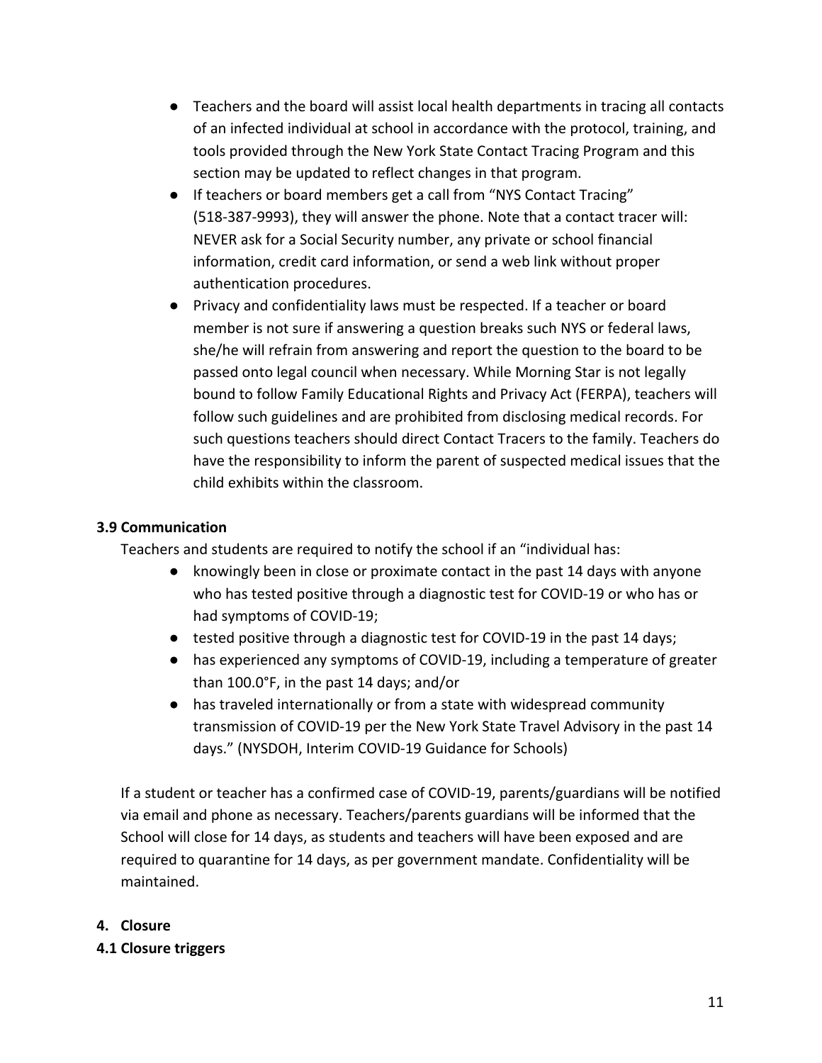- Teachers and the board will assist local health departments in tracing all contacts of an infected individual at school in accordance with the protocol, training, and tools provided through the New York State Contact Tracing Program and this section may be updated to reflect changes in that program.
- If teachers or board members get a call from "NYS Contact Tracing" (518-387-9993), they will answer the phone. Note that a contact tracer will: NEVER ask for a Social Security number, any private or school financial information, credit card information, or send a web link without proper authentication procedures.
- Privacy and confidentiality laws must be respected. If a teacher or board member is not sure if answering a question breaks such NYS or federal laws, she/he will refrain from answering and report the question to the board to be passed onto legal council when necessary. While Morning Star is not legally bound to follow Family Educational Rights and Privacy Act (FERPA), teachers will follow such guidelines and are prohibited from disclosing medical records. For such questions teachers should direct Contact Tracers to the family. Teachers do have the responsibility to inform the parent of suspected medical issues that the child exhibits within the classroom.

### 3.9 Communication

Teachers and students are required to notify the school if an "individual has:

- knowingly been in close or proximate contact in the past 14 days with anyone who has tested positive through a diagnostic test for COVID-19 or who has or had symptoms of COVID-19;
- tested positive through a diagnostic test for COVID-19 in the past 14 days;
- has experienced any symptoms of COVID-19, including a temperature of greater than 100.0°F, in the past 14 days; and/or
- has traveled internationally or from a state with widespread community transmission of COVID-19 per the New York State Travel Advisory in the past 14 days." (NYSDOH, Interim COVID-19 Guidance for Schools)

If a student or teacher has a confirmed case of COVID-19, parents/guardians will be notified via email and phone as necessary. Teachers/parents guardians will be informed that the School will close for 14 days, as students and teachers will have been exposed and are required to quarantine for 14 days, as per government mandate. Confidentiality will be maintained.

## 4. Closure

### 4.1 Closure triggers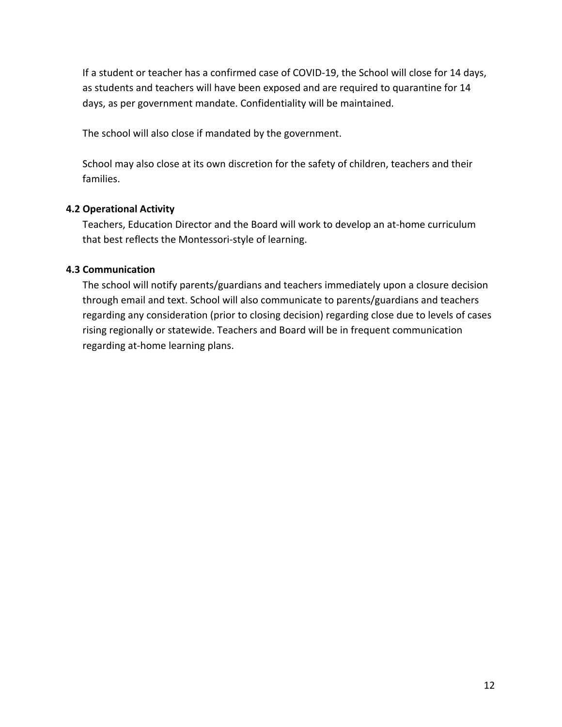If a student or teacher has a confirmed case of COVID-19, the School will close for 14 days, as students and teachers will have been exposed and are required to quarantine for 14 days, as per government mandate. Confidentiality will be maintained.

The school will also close if mandated by the government.

School may also close at its own discretion for the safety of children, teachers and their families.

**4.2 Operational Activity**

Teachers, Education Director and the Board will work to develop an at-home curriculum that best reflects the Montessori-style of learning.

**4.3 Communication**

The school will notify parents/guardians and teachers immediately upon a closure decision through email and text. School will also communicate to parents/guardians and teachers regarding any consideration (prior to closing decision) regarding close due to levels of cases rising regionally or statewide. Teachers and Board will be in frequent communication regarding at-home learning plans.